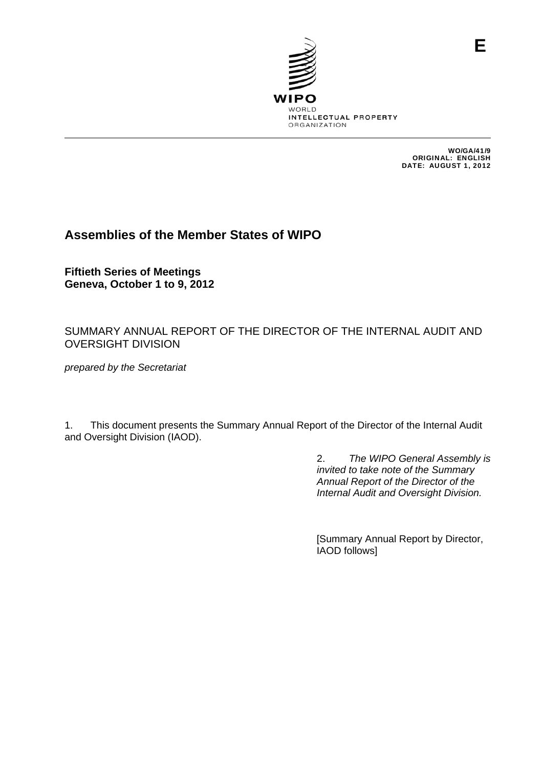E

WIPO
WORLD
INTELLECTUAL PROPERTY
ORGANIZATION

WO/GA/41/9
ORIGINAL: ENGLISH
DATE: AUGUST 1, 2012

# Assemblies of the Member States of WIPO

**Fiftieth Series of Meetings**
**Geneva, October 1 to 9, 2012**

## SUMMARY ANNUAL REPORT OF THE DIRECTOR OF THE INTERNAL AUDIT AND OVERSIGHT DIVISION

*prepared by the Secretariat*

1. This document presents the Summary Annual Report of the Director of the Internal Audit and Oversight Division (IAOD).

2. *The WIPO General Assembly is invited to take note of the Summary Annual Report of the Director of the Internal Audit and Oversight Division.*

[Summary Annual Report by Director, IAOD follows]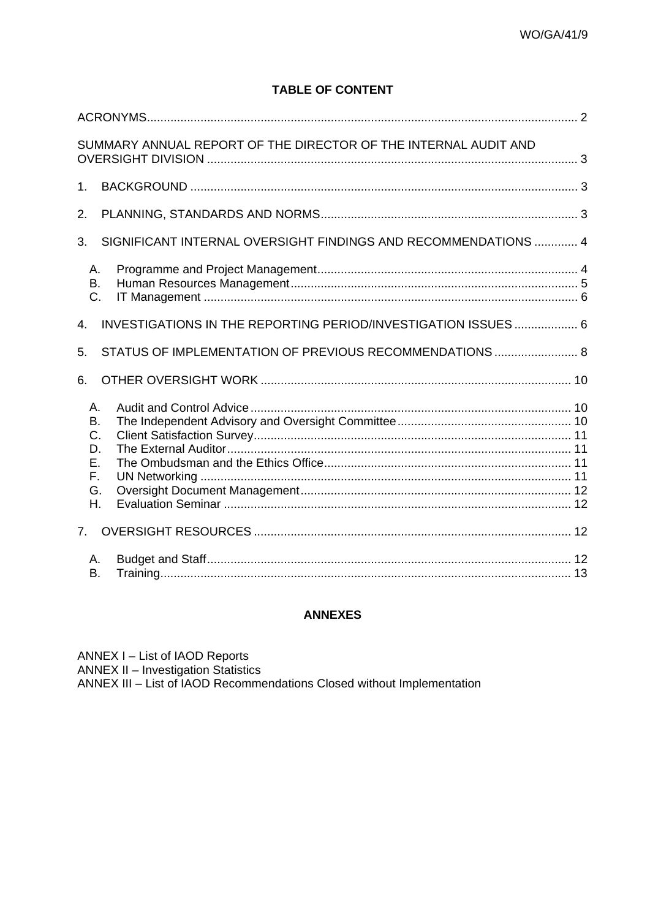## TABLE OF CONTENT

ACRONYMS ........ 2

SUMMARY ANNUAL REPORT OF THE DIRECTOR OF THE INTERNAL AUDIT AND OVERSIGHT DIVISION ........ 3

1. BACKGROUND ........ 3

2. PLANNING, STANDARDS AND NORMS ........ 3

3. SIGNIFICANT INTERNAL OVERSIGHT FINDINGS AND RECOMMENDATIONS ........ 4
   - A. Programme and Project Management ........ 4
   - B. Human Resources Management ........ 5
   - C. IT Management ........ 6

4. INVESTIGATIONS IN THE REPORTING PERIOD/INVESTIGATION ISSUES ........ 6

5. STATUS OF IMPLEMENTATION OF PREVIOUS RECOMMENDATIONS ........ 8

6. OTHER OVERSIGHT WORK ........ 10
   - A. Audit and Control Advice ........ 10
   - B. The Independent Advisory and Oversight Committee ........ 10
   - C. Client Satisfaction Survey ........ 11
   - D. The External Auditor ........ 11
   - E. The Ombudsman and the Ethics Office ........ 11
   - F. UN Networking ........ 11
   - G. Oversight Document Management ........ 12
   - H. Evaluation Seminar ........ 12

7. OVERSIGHT RESOURCES ........ 12
   - A. Budget and Staff ........ 12
   - B. Training ........ 13

## ANNEXES

ANNEX I – List of IAOD Reports
ANNEX II – Investigation Statistics
ANNEX III – List of IAOD Recommendations Closed without Implementation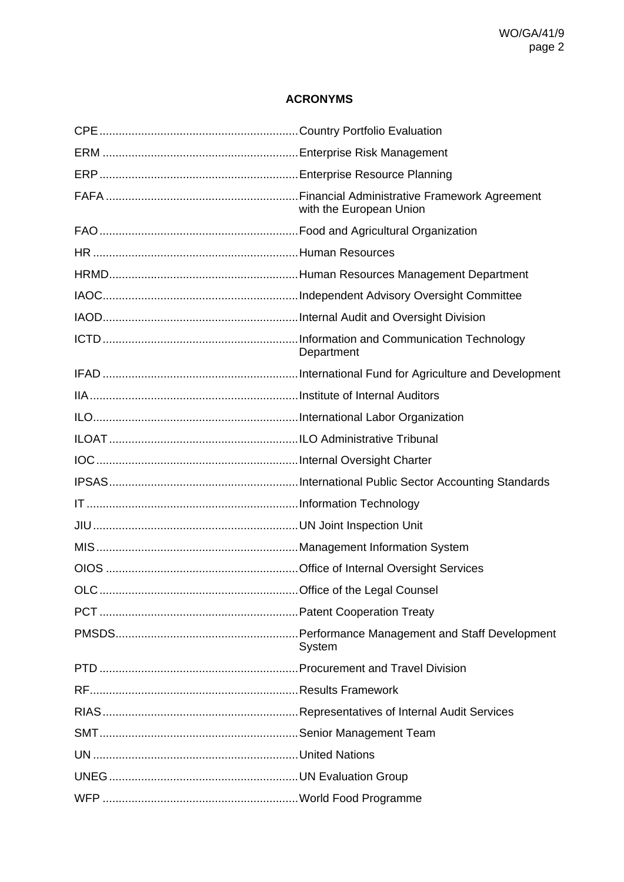## ACRONYMS

| | |
|---|---|
| CPE | Country Portfolio Evaluation |
| ERM | Enterprise Risk Management |
| ERP | Enterprise Resource Planning |
| FAFA | Financial Administrative Framework Agreement with the European Union |
| FAO | Food and Agricultural Organization |
| HR | Human Resources |
| HRMD | Human Resources Management Department |
| IAOC | Independent Advisory Oversight Committee |
| IAOD | Internal Audit and Oversight Division |
| ICTD | Information and Communication Technology Department |
| IFAD | International Fund for Agriculture and Development |
| IIA | Institute of Internal Auditors |
| ILO | International Labor Organization |
| ILOAT | ILO Administrative Tribunal |
| IOC | Internal Oversight Charter |
| IPSAS | International Public Sector Accounting Standards |
| IT | Information Technology |
| JIU | UN Joint Inspection Unit |
| MIS | Management Information System |
| OIOS | Office of Internal Oversight Services |
| OLC | Office of the Legal Counsel |
| PCT | Patent Cooperation Treaty |
| PMSDS | Performance Management and Staff Development System |
| PTD | Procurement and Travel Division |
| RF | Results Framework |
| RIAS | Representatives of Internal Audit Services |
| SMT | Senior Management Team |
| UN | United Nations |
| UNEG | UN Evaluation Group |
| WFP | World Food Programme |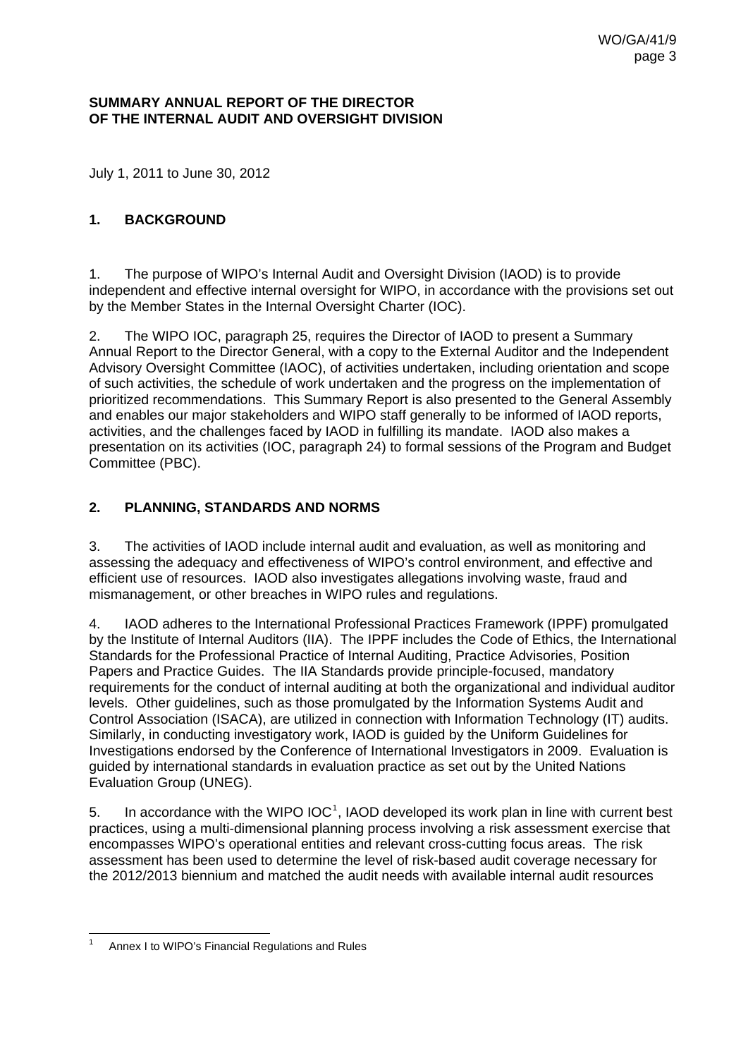**SUMMARY ANNUAL REPORT OF THE DIRECTOR OF THE INTERNAL AUDIT AND OVERSIGHT DIVISION**

July 1, 2011 to June 30, 2012

## 1. BACKGROUND

1. The purpose of WIPO's Internal Audit and Oversight Division (IAOD) is to provide independent and effective internal oversight for WIPO, in accordance with the provisions set out by the Member States in the Internal Oversight Charter (IOC).

2. The WIPO IOC, paragraph 25, requires the Director of IAOD to present a Summary Annual Report to the Director General, with a copy to the External Auditor and the Independent Advisory Oversight Committee (IAOC), of activities undertaken, including orientation and scope of such activities, the schedule of work undertaken and the progress on the implementation of prioritized recommendations. This Summary Report is also presented to the General Assembly and enables our major stakeholders and WIPO staff generally to be informed of IAOD reports, activities, and the challenges faced by IAOD in fulfilling its mandate. IAOD also makes a presentation on its activities (IOC, paragraph 24) to formal sessions of the Program and Budget Committee (PBC).

## 2. PLANNING, STANDARDS AND NORMS

3. The activities of IAOD include internal audit and evaluation, as well as monitoring and assessing the adequacy and effectiveness of WIPO's control environment, and effective and efficient use of resources. IAOD also investigates allegations involving waste, fraud and mismanagement, or other breaches in WIPO rules and regulations.

4. IAOD adheres to the International Professional Practices Framework (IPPF) promulgated by the Institute of Internal Auditors (IIA). The IPPF includes the Code of Ethics, the International Standards for the Professional Practice of Internal Auditing, Practice Advisories, Position Papers and Practice Guides. The IIA Standards provide principle-focused, mandatory requirements for the conduct of internal auditing at both the organizational and individual auditor levels. Other guidelines, such as those promulgated by the Information Systems Audit and Control Association (ISACA), are utilized in connection with Information Technology (IT) audits. Similarly, in conducting investigatory work, IAOD is guided by the Uniform Guidelines for Investigations endorsed by the Conference of International Investigators in 2009. Evaluation is guided by international standards in evaluation practice as set out by the United Nations Evaluation Group (UNEG).

5. In accordance with the WIPO IOC[1], IAOD developed its work plan in line with current best practices, using a multi-dimensional planning process involving a risk assessment exercise that encompasses WIPO's operational entities and relevant cross-cutting focus areas. The risk assessment has been used to determine the level of risk-based audit coverage necessary for the 2012/2013 biennium and matched the audit needs with available internal audit resources

[1] Annex I to WIPO's Financial Regulations and Rules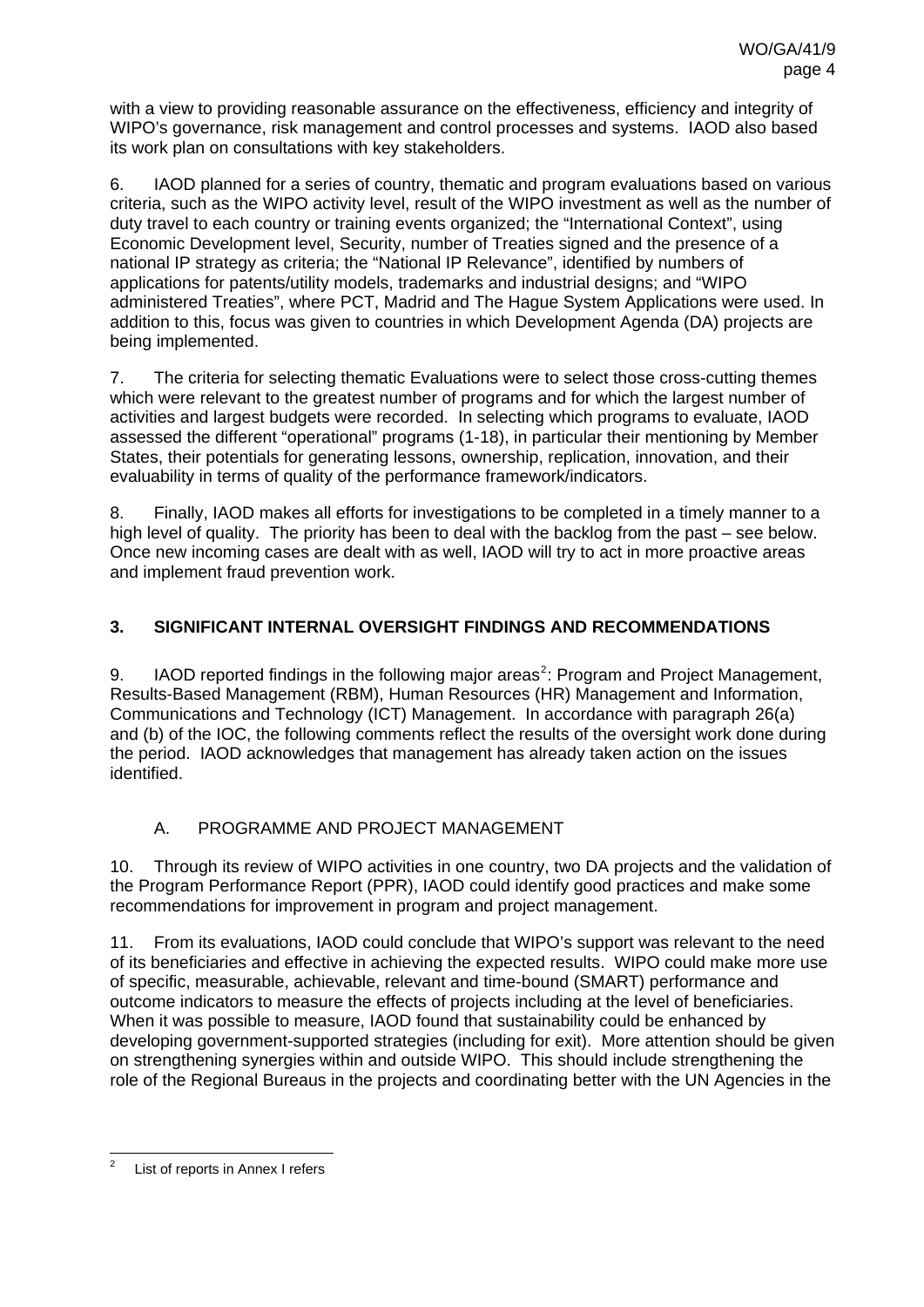with a view to providing reasonable assurance on the effectiveness, efficiency and integrity of WIPO's governance, risk management and control processes and systems. IAOD also based its work plan on consultations with key stakeholders.

6. IAOD planned for a series of country, thematic and program evaluations based on various criteria, such as the WIPO activity level, result of the WIPO investment as well as the number of duty travel to each country or training events organized; the "International Context", using Economic Development level, Security, number of Treaties signed and the presence of a national IP strategy as criteria; the "National IP Relevance", identified by numbers of applications for patents/utility models, trademarks and industrial designs; and "WIPO administered Treaties", where PCT, Madrid and The Hague System Applications were used. In addition to this, focus was given to countries in which Development Agenda (DA) projects are being implemented.

7. The criteria for selecting thematic Evaluations were to select those cross-cutting themes which were relevant to the greatest number of programs and for which the largest number of activities and largest budgets were recorded. In selecting which programs to evaluate, IAOD assessed the different "operational" programs (1-18), in particular their mentioning by Member States, their potentials for generating lessons, ownership, replication, innovation, and their evaluability in terms of quality of the performance framework/indicators.

8. Finally, IAOD makes all efforts for investigations to be completed in a timely manner to a high level of quality. The priority has been to deal with the backlog from the past – see below. Once new incoming cases are dealt with as well, IAOD will try to act in more proactive areas and implement fraud prevention work.

## 3. SIGNIFICANT INTERNAL OVERSIGHT FINDINGS AND RECOMMENDATIONS

9. IAOD reported findings in the following major areas[2]: Program and Project Management, Results-Based Management (RBM), Human Resources (HR) Management and Information, Communications and Technology (ICT) Management. In accordance with paragraph 26(a) and (b) of the IOC, the following comments reflect the results of the oversight work done during the period. IAOD acknowledges that management has already taken action on the issues identified.

### A. PROGRAMME AND PROJECT MANAGEMENT

10. Through its review of WIPO activities in one country, two DA projects and the validation of the Program Performance Report (PPR), IAOD could identify good practices and make some recommendations for improvement in program and project management.

11. From its evaluations, IAOD could conclude that WIPO's support was relevant to the need of its beneficiaries and effective in achieving the expected results. WIPO could make more use of specific, measurable, achievable, relevant and time-bound (SMART) performance and outcome indicators to measure the effects of projects including at the level of beneficiaries. When it was possible to measure, IAOD found that sustainability could be enhanced by developing government-supported strategies (including for exit). More attention should be given on strengthening synergies within and outside WIPO. This should include strengthening the role of the Regional Bureaus in the projects and coordinating better with the UN Agencies in the

---

[2] List of reports in Annex I refers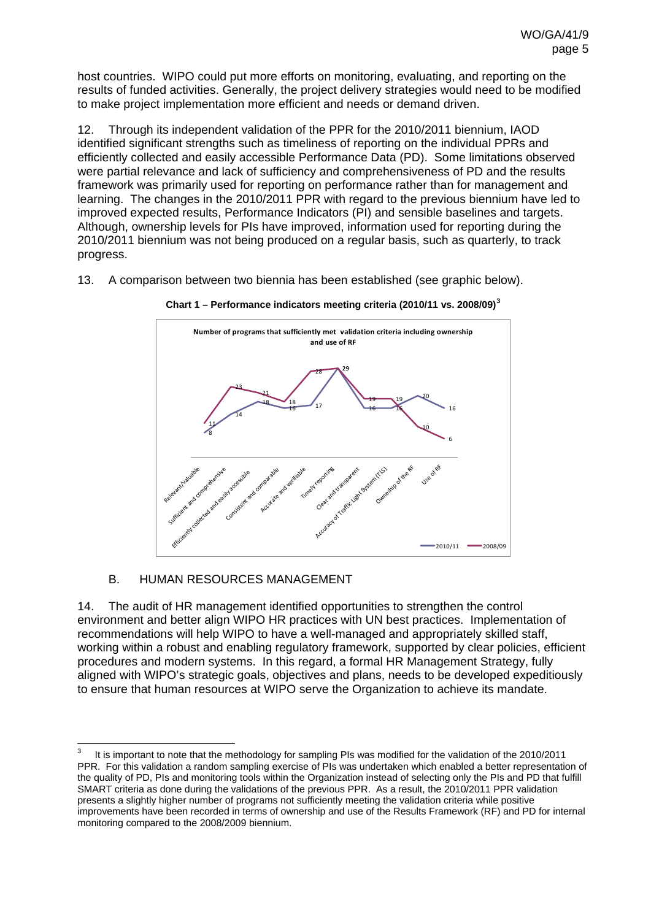host countries. WIPO could put more efforts on monitoring, evaluating, and reporting on the results of funded activities. Generally, the project delivery strategies would need to be modified to make project implementation more efficient and needs or demand driven.

12. Through its independent validation of the PPR for the 2010/2011 biennium, IAOD identified significant strengths such as timeliness of reporting on the individual PPRs and efficiently collected and easily accessible Performance Data (PD). Some limitations observed were partial relevance and lack of sufficiency and comprehensiveness of PD and the results framework was primarily used for reporting on performance rather than for management and learning. The changes in the 2010/2011 PPR with regard to the previous biennium have led to improved expected results, Performance Indicators (PI) and sensible baselines and targets. Although, ownership levels for PIs have improved, information used for reporting during the 2010/2011 biennium was not being produced on a regular basis, such as quarterly, to track progress.

13. A comparison between two biennia has been established (see graphic below).

**Chart 1 – Performance indicators meeting criteria (2010/11 vs. 2008/09)**[3]

Number of programs that sufficiently met validation criteria including ownership and use of RF

| Criteria | 2010/11 | 2008/09 |
|---|---|---|
| Relevant/valuable | 8 | 11 |
| Sufficient and comprehensive | 14 | 23 |
| Efficiently collected and easily accessible | 18 | 21 |
| Consistent and comparable | 16 | 18 |
| Accurate and verifiable | 17 | 28 |
| Timely reporting | 29 | 29 |
| Clear and transparent | 16 | 19 |
| Accuracy of Traffic Light System (TLS) | 16 | 19 |
| Ownership of the RF | 20 | 10 |
| Use of RF | 16 | 6 |

## B. HUMAN RESOURCES MANAGEMENT

14. The audit of HR management identified opportunities to strengthen the control environment and better align WIPO HR practices with UN best practices. Implementation of recommendations will help WIPO to have a well-managed and appropriately skilled staff, working within a robust and enabling regulatory framework, supported by clear policies, efficient procedures and modern systems. In this regard, a formal HR Management Strategy, fully aligned with WIPO's strategic goals, objectives and plans, needs to be developed expeditiously to ensure that human resources at WIPO serve the Organization to achieve its mandate.

---

[3] It is important to note that the methodology for sampling PIs was modified for the validation of the 2010/2011 PPR. For this validation a random sampling exercise of PIs was undertaken which enabled a better representation of the quality of PD, PIs and monitoring tools within the Organization instead of selecting only the PIs and PD that fulfill SMART criteria as done during the validations of the previous PPR. As a result, the 2010/2011 PPR validation presents a slightly higher number of programs not sufficiently meeting the validation criteria while positive improvements have been recorded in terms of ownership and use of the Results Framework (RF) and PD for internal monitoring compared to the 2008/2009 biennium.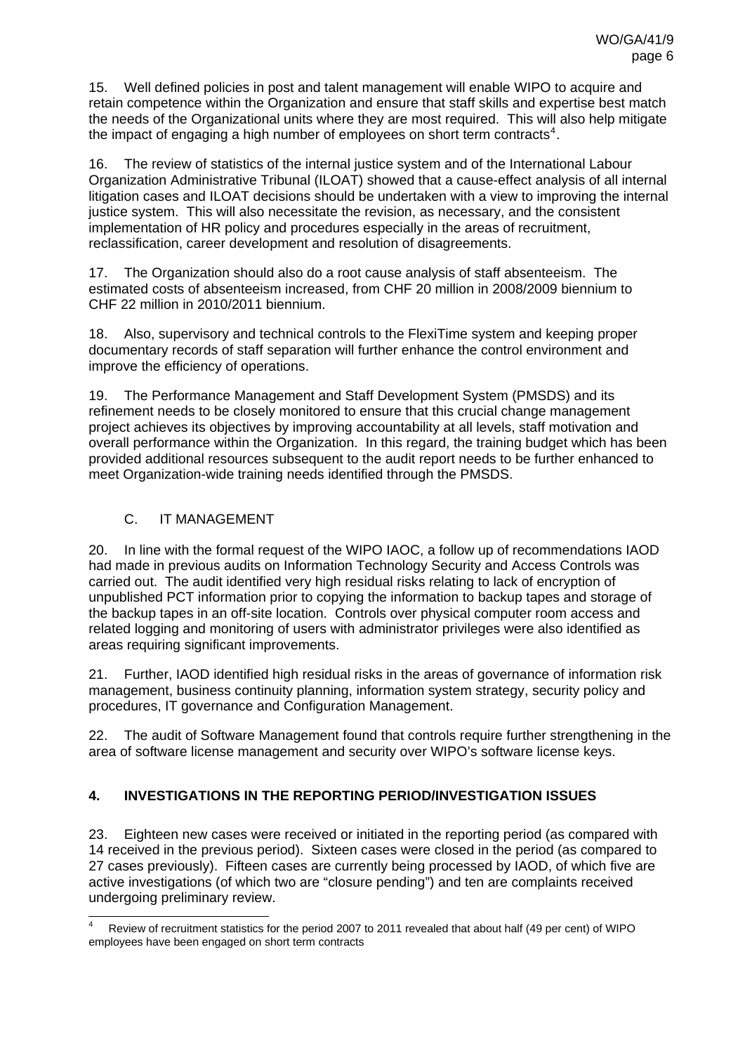15. Well defined policies in post and talent management will enable WIPO to acquire and retain competence within the Organization and ensure that staff skills and expertise best match the needs of the Organizational units where they are most required. This will also help mitigate the impact of engaging a high number of employees on short term contracts[4].

16. The review of statistics of the internal justice system and of the International Labour Organization Administrative Tribunal (ILOAT) showed that a cause-effect analysis of all internal litigation cases and ILOAT decisions should be undertaken with a view to improving the internal justice system. This will also necessitate the revision, as necessary, and the consistent implementation of HR policy and procedures especially in the areas of recruitment, reclassification, career development and resolution of disagreements.

17. The Organization should also do a root cause analysis of staff absenteeism. The estimated costs of absenteeism increased, from CHF 20 million in 2008/2009 biennium to CHF 22 million in 2010/2011 biennium.

18. Also, supervisory and technical controls to the FlexiTime system and keeping proper documentary records of staff separation will further enhance the control environment and improve the efficiency of operations.

19. The Performance Management and Staff Development System (PMSDS) and its refinement needs to be closely monitored to ensure that this crucial change management project achieves its objectives by improving accountability at all levels, staff motivation and overall performance within the Organization. In this regard, the training budget which has been provided additional resources subsequent to the audit report needs to be further enhanced to meet Organization-wide training needs identified through the PMSDS.

### C. IT MANAGEMENT

20. In line with the formal request of the WIPO IAOC, a follow up of recommendations IAOD had made in previous audits on Information Technology Security and Access Controls was carried out. The audit identified very high residual risks relating to lack of encryption of unpublished PCT information prior to copying the information to backup tapes and storage of the backup tapes in an off-site location. Controls over physical computer room access and related logging and monitoring of users with administrator privileges were also identified as areas requiring significant improvements.

21. Further, IAOD identified high residual risks in the areas of governance of information risk management, business continuity planning, information system strategy, security policy and procedures, IT governance and Configuration Management.

22. The audit of Software Management found that controls require further strengthening in the area of software license management and security over WIPO's software license keys.

## 4. INVESTIGATIONS IN THE REPORTING PERIOD/INVESTIGATION ISSUES

23. Eighteen new cases were received or initiated in the reporting period (as compared with 14 received in the previous period). Sixteen cases were closed in the period (as compared to 27 cases previously). Fifteen cases are currently being processed by IAOD, of which five are active investigations (of which two are "closure pending") and ten are complaints received undergoing preliminary review.

---

[4] Review of recruitment statistics for the period 2007 to 2011 revealed that about half (49 per cent) of WIPO employees have been engaged on short term contracts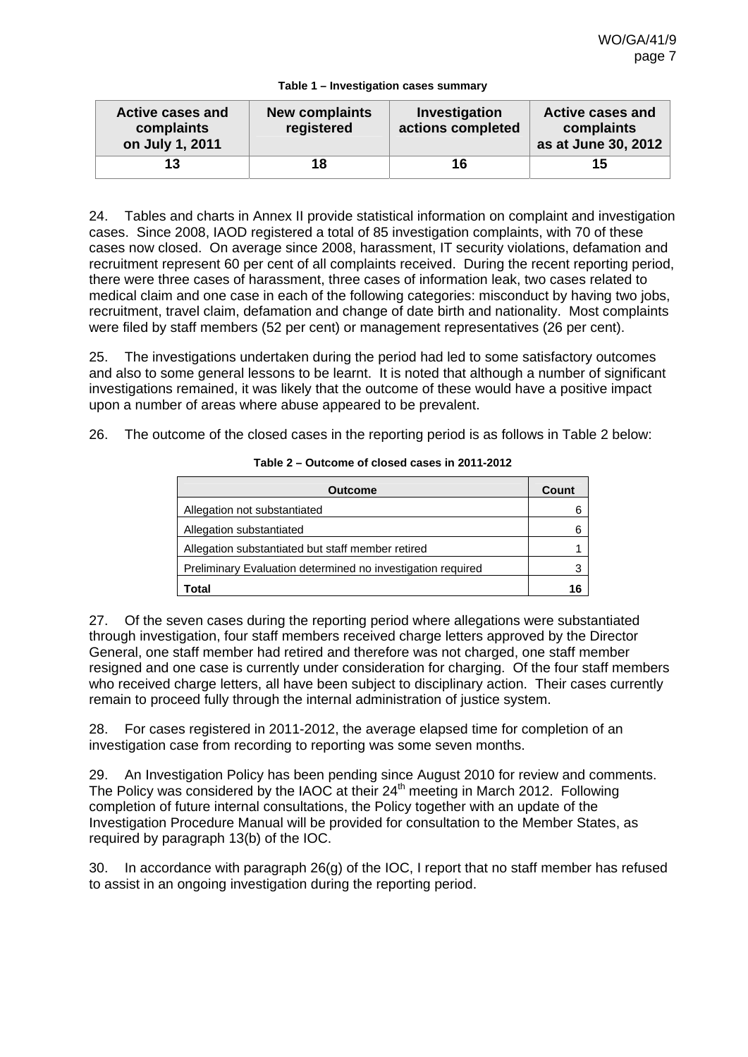**Table 1 – Investigation cases summary**

| Active cases and complaints on July 1, 2011 | New complaints registered | Investigation actions completed | Active cases and complaints as at June 30, 2012 |
|---|---|---|---|
| 13 | 18 | 16 | 15 |

24. Tables and charts in Annex II provide statistical information on complaint and investigation cases. Since 2008, IAOD registered a total of 85 investigation complaints, with 70 of these cases now closed. On average since 2008, harassment, IT security violations, defamation and recruitment represent 60 per cent of all complaints received. During the recent reporting period, there were three cases of harassment, three cases of information leak, two cases related to medical claim and one case in each of the following categories: misconduct by having two jobs, recruitment, travel claim, defamation and change of date birth and nationality. Most complaints were filed by staff members (52 per cent) or management representatives (26 per cent).

25. The investigations undertaken during the period had led to some satisfactory outcomes and also to some general lessons to be learnt. It is noted that although a number of significant investigations remained, it was likely that the outcome of these would have a positive impact upon a number of areas where abuse appeared to be prevalent.

26. The outcome of the closed cases in the reporting period is as follows in Table 2 below:

**Table 2 – Outcome of closed cases in 2011-2012**

| Outcome | Count |
|---|---|
| Allegation not substantiated | 6 |
| Allegation substantiated | 6 |
| Allegation substantiated but staff member retired | 1 |
| Preliminary Evaluation determined no investigation required | 3 |
| **Total** | **16** |

27. Of the seven cases during the reporting period where allegations were substantiated through investigation, four staff members received charge letters approved by the Director General, one staff member had retired and therefore was not charged, one staff member resigned and one case is currently under consideration for charging. Of the four staff members who received charge letters, all have been subject to disciplinary action. Their cases currently remain to proceed fully through the internal administration of justice system.

28. For cases registered in 2011-2012, the average elapsed time for completion of an investigation case from recording to reporting was some seven months.

29. An Investigation Policy has been pending since August 2010 for review and comments. The Policy was considered by the IAOC at their 24th meeting in March 2012. Following completion of future internal consultations, the Policy together with an update of the Investigation Procedure Manual will be provided for consultation to the Member States, as required by paragraph 13(b) of the IOC.

30. In accordance with paragraph 26(g) of the IOC, I report that no staff member has refused to assist in an ongoing investigation during the reporting period.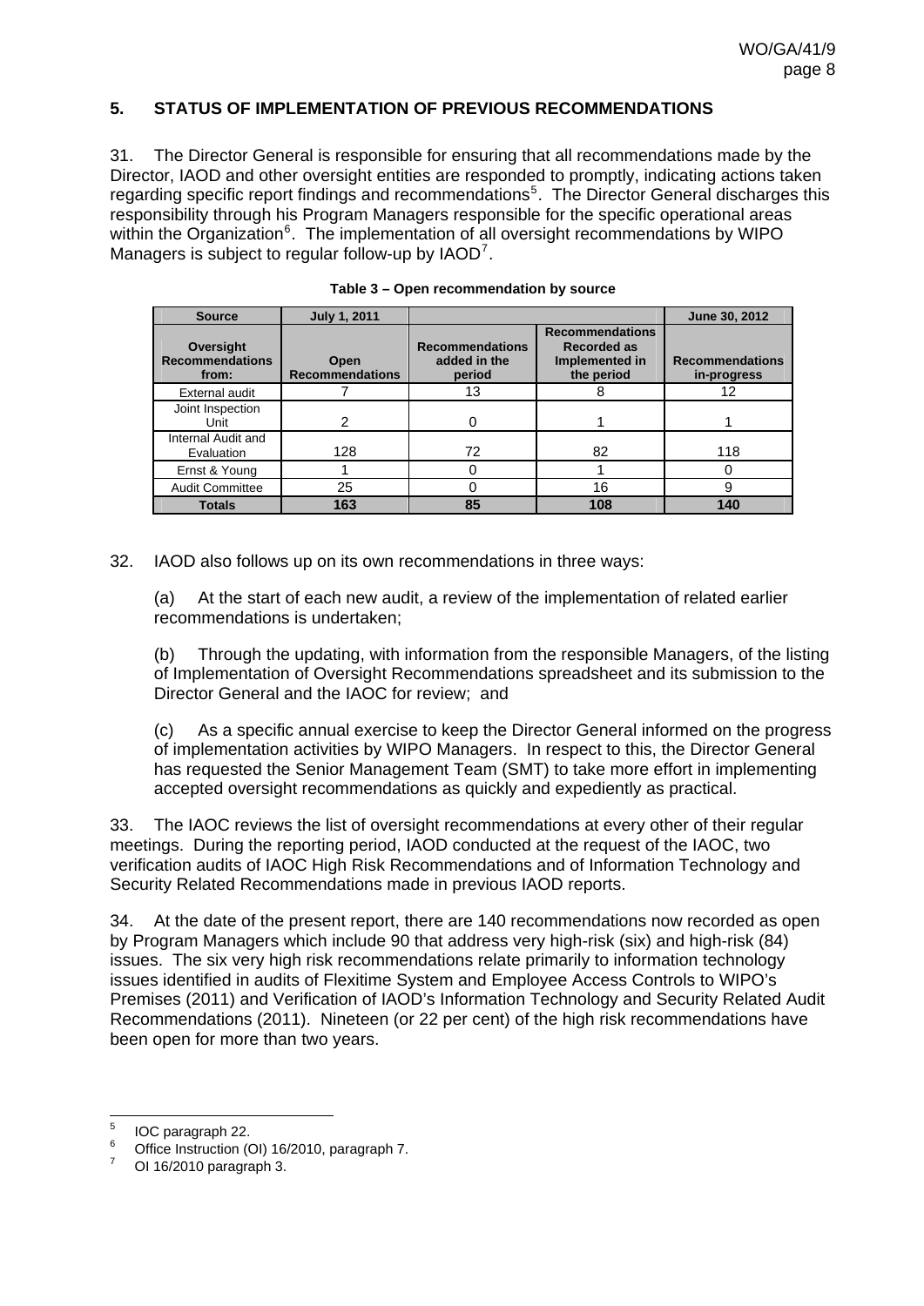## 5. STATUS OF IMPLEMENTATION OF PREVIOUS RECOMMENDATIONS

31. The Director General is responsible for ensuring that all recommendations made by the Director, IAOD and other oversight entities are responded to promptly, indicating actions taken regarding specific report findings and recommendations[5]. The Director General discharges this responsibility through his Program Managers responsible for the specific operational areas within the Organization[6]. The implementation of all oversight recommendations by WIPO Managers is subject to regular follow-up by IAOD[7].

**Table 3 – Open recommendation by source**

| Source | July 1, 2011 | | | June 30, 2012 |
|---|---|---|---|---|
| **Oversight Recommendations from:** | **Open Recommendations** | **Recommendations added in the period** | **Recommendations Recorded as Implemented in the period** | **Recommendations in-progress** |
| External audit | 7 | 13 | 8 | 12 |
| Joint Inspection Unit | 2 | 0 | 1 | 1 |
| Internal Audit and Evaluation | 128 | 72 | 82 | 118 |
| Ernst & Young | 1 | 0 | 1 | 0 |
| Audit Committee | 25 | 0 | 16 | 9 |
| **Totals** | **163** | **85** | **108** | **140** |

32. IAOD also follows up on its own recommendations in three ways:

(a) At the start of each new audit, a review of the implementation of related earlier recommendations is undertaken;

(b) Through the updating, with information from the responsible Managers, of the listing of Implementation of Oversight Recommendations spreadsheet and its submission to the Director General and the IAOC for review; and

(c) As a specific annual exercise to keep the Director General informed on the progress of implementation activities by WIPO Managers. In respect to this, the Director General has requested the Senior Management Team (SMT) to take more effort in implementing accepted oversight recommendations as quickly and expediently as practical.

33. The IAOC reviews the list of oversight recommendations at every other of their regular meetings. During the reporting period, IAOD conducted at the request of the IAOC, two verification audits of IAOC High Risk Recommendations and of Information Technology and Security Related Recommendations made in previous IAOD reports.

34. At the date of the present report, there are 140 recommendations now recorded as open by Program Managers which include 90 that address very high-risk (six) and high-risk (84) issues. The six very high risk recommendations relate primarily to information technology issues identified in audits of Flexitime System and Employee Access Controls to WIPO's Premises (2011) and Verification of IAOD's Information Technology and Security Related Audit Recommendations (2011). Nineteen (or 22 per cent) of the high risk recommendations have been open for more than two years.

---

[5] IOC paragraph 22.

[6] Office Instruction (OI) 16/2010, paragraph 7.

[7] OI 16/2010 paragraph 3.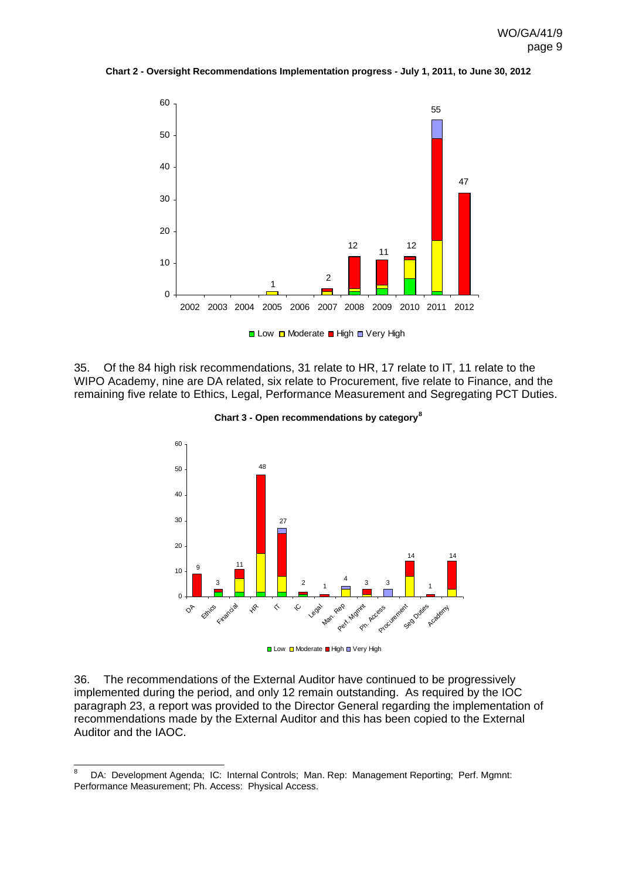**Chart 2 - Oversight Recommendations Implementation progress - July 1, 2011, to June 30, 2012**

35. Of the 84 high risk recommendations, 31 relate to HR, 17 relate to IT, 11 relate to the WIPO Academy, nine are DA related, six relate to Procurement, five relate to Finance, and the remaining five relate to Ethics, Legal, Performance Measurement and Segregating PCT Duties.

**Chart 3 - Open recommendations by category**[8]

36. The recommendations of the External Auditor have continued to be progressively implemented during the period, and only 12 remain outstanding. As required by the IOC paragraph 23, a report was provided to the Director General regarding the implementation of recommendations made by the External Auditor and this has been copied to the External Auditor and the IAOC.

---

[8] DA: Development Agenda; IC: Internal Controls; Man. Rep: Management Reporting; Perf. Mgmnt: Performance Measurement; Ph. Access: Physical Access.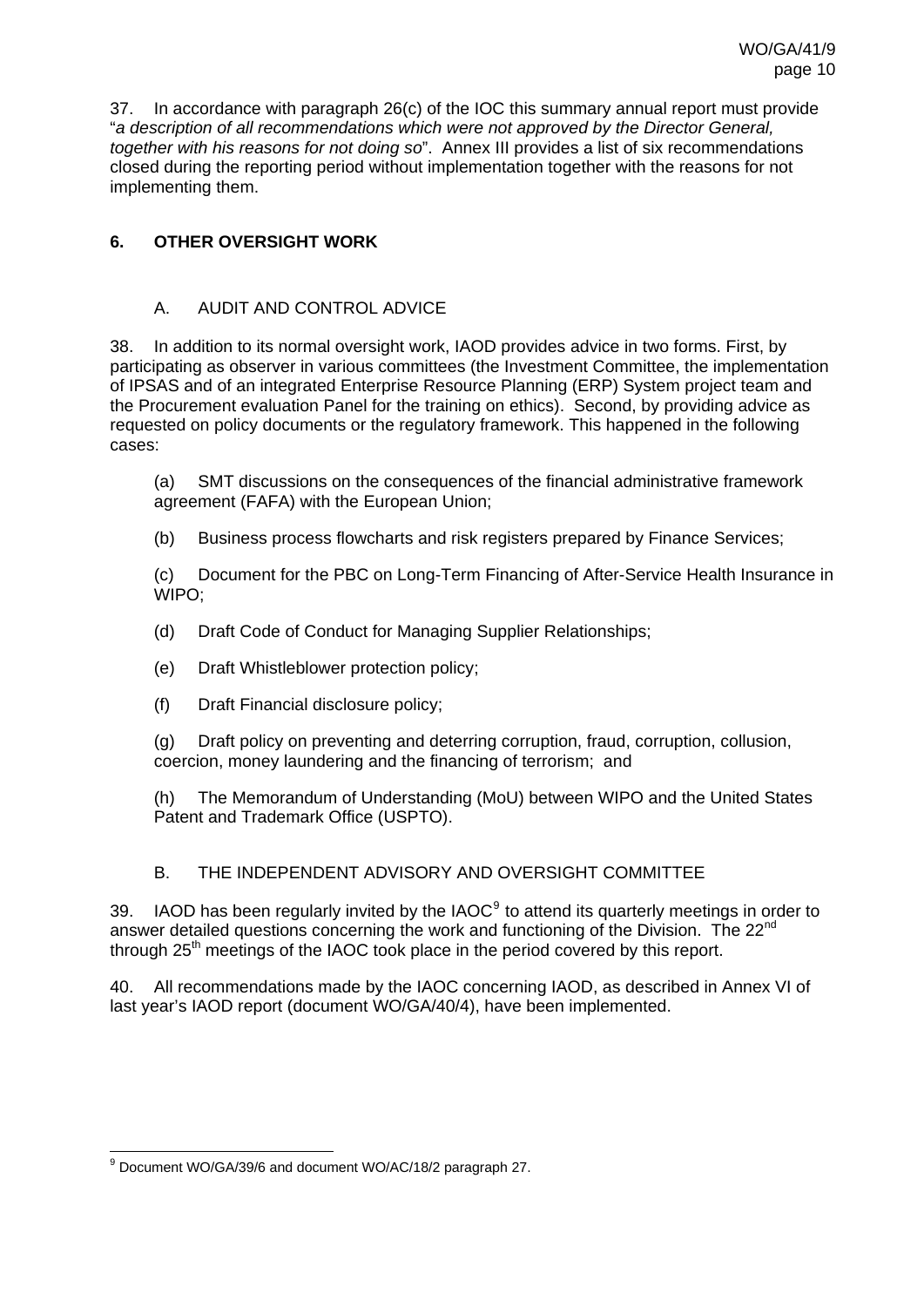37. In accordance with paragraph 26(c) of the IOC this summary annual report must provide "*a description of all recommendations which were not approved by the Director General, together with his reasons for not doing so*". Annex III provides a list of six recommendations closed during the reporting period without implementation together with the reasons for not implementing them.

## 6. OTHER OVERSIGHT WORK

### A. AUDIT AND CONTROL ADVICE

38. In addition to its normal oversight work, IAOD provides advice in two forms. First, by participating as observer in various committees (the Investment Committee, the implementation of IPSAS and of an integrated Enterprise Resource Planning (ERP) System project team and the Procurement evaluation Panel for the training on ethics). Second, by providing advice as requested on policy documents or the regulatory framework. This happened in the following cases:

(a) SMT discussions on the consequences of the financial administrative framework agreement (FAFA) with the European Union;

(b) Business process flowcharts and risk registers prepared by Finance Services;

(c) Document for the PBC on Long-Term Financing of After-Service Health Insurance in WIPO;

(d) Draft Code of Conduct for Managing Supplier Relationships;

(e) Draft Whistleblower protection policy;

(f) Draft Financial disclosure policy;

(g) Draft policy on preventing and deterring corruption, fraud, corruption, collusion, coercion, money laundering and the financing of terrorism; and

(h) The Memorandum of Understanding (MoU) between WIPO and the United States Patent and Trademark Office (USPTO).

### B. THE INDEPENDENT ADVISORY AND OVERSIGHT COMMITTEE

39. IAOD has been regularly invited by the IAOC[9] to attend its quarterly meetings in order to answer detailed questions concerning the work and functioning of the Division. The 22nd through 25th meetings of the IAOC took place in the period covered by this report.

40. All recommendations made by the IAOC concerning IAOD, as described in Annex VI of last year's IAOD report (document WO/GA/40/4), have been implemented.

---

[9] Document WO/GA/39/6 and document WO/AC/18/2 paragraph 27.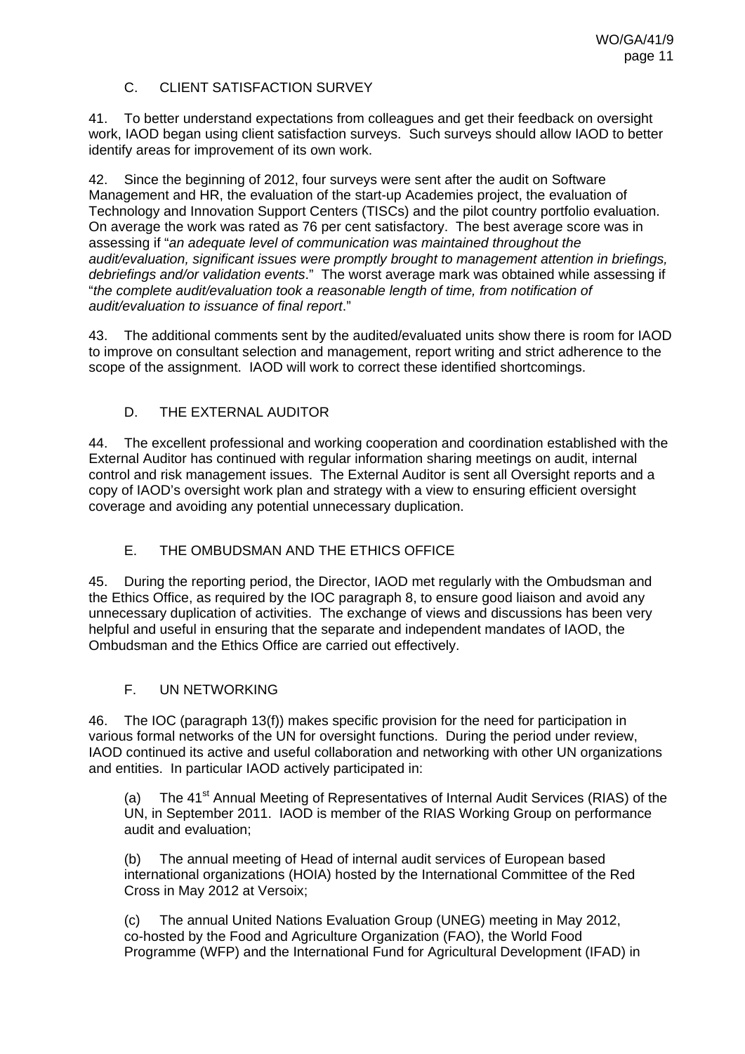## C. CLIENT SATISFACTION SURVEY

41. To better understand expectations from colleagues and get their feedback on oversight work, IAOD began using client satisfaction surveys. Such surveys should allow IAOD to better identify areas for improvement of its own work.

42. Since the beginning of 2012, four surveys were sent after the audit on Software Management and HR, the evaluation of the start-up Academies project, the evaluation of Technology and Innovation Support Centers (TISCs) and the pilot country portfolio evaluation. On average the work was rated as 76 per cent satisfactory. The best average score was in assessing if "*an adequate level of communication was maintained throughout the audit/evaluation, significant issues were promptly brought to management attention in briefings, debriefings and/or validation events*." The worst average mark was obtained while assessing if "*the complete audit/evaluation took a reasonable length of time, from notification of audit/evaluation to issuance of final report*."

43. The additional comments sent by the audited/evaluated units show there is room for IAOD to improve on consultant selection and management, report writing and strict adherence to the scope of the assignment. IAOD will work to correct these identified shortcomings.

## D. THE EXTERNAL AUDITOR

44. The excellent professional and working cooperation and coordination established with the External Auditor has continued with regular information sharing meetings on audit, internal control and risk management issues. The External Auditor is sent all Oversight reports and a copy of IAOD's oversight work plan and strategy with a view to ensuring efficient oversight coverage and avoiding any potential unnecessary duplication.

## E. THE OMBUDSMAN AND THE ETHICS OFFICE

45. During the reporting period, the Director, IAOD met regularly with the Ombudsman and the Ethics Office, as required by the IOC paragraph 8, to ensure good liaison and avoid any unnecessary duplication of activities. The exchange of views and discussions has been very helpful and useful in ensuring that the separate and independent mandates of IAOD, the Ombudsman and the Ethics Office are carried out effectively.

## F. UN NETWORKING

46. The IOC (paragraph 13(f)) makes specific provision for the need for participation in various formal networks of the UN for oversight functions. During the period under review, IAOD continued its active and useful collaboration and networking with other UN organizations and entities. In particular IAOD actively participated in:

(a) The 41st Annual Meeting of Representatives of Internal Audit Services (RIAS) of the UN, in September 2011. IAOD is member of the RIAS Working Group on performance audit and evaluation;

(b) The annual meeting of Head of internal audit services of European based international organizations (HOIA) hosted by the International Committee of the Red Cross in May 2012 at Versoix;

(c) The annual United Nations Evaluation Group (UNEG) meeting in May 2012, co-hosted by the Food and Agriculture Organization (FAO), the World Food Programme (WFP) and the International Fund for Agricultural Development (IFAD) in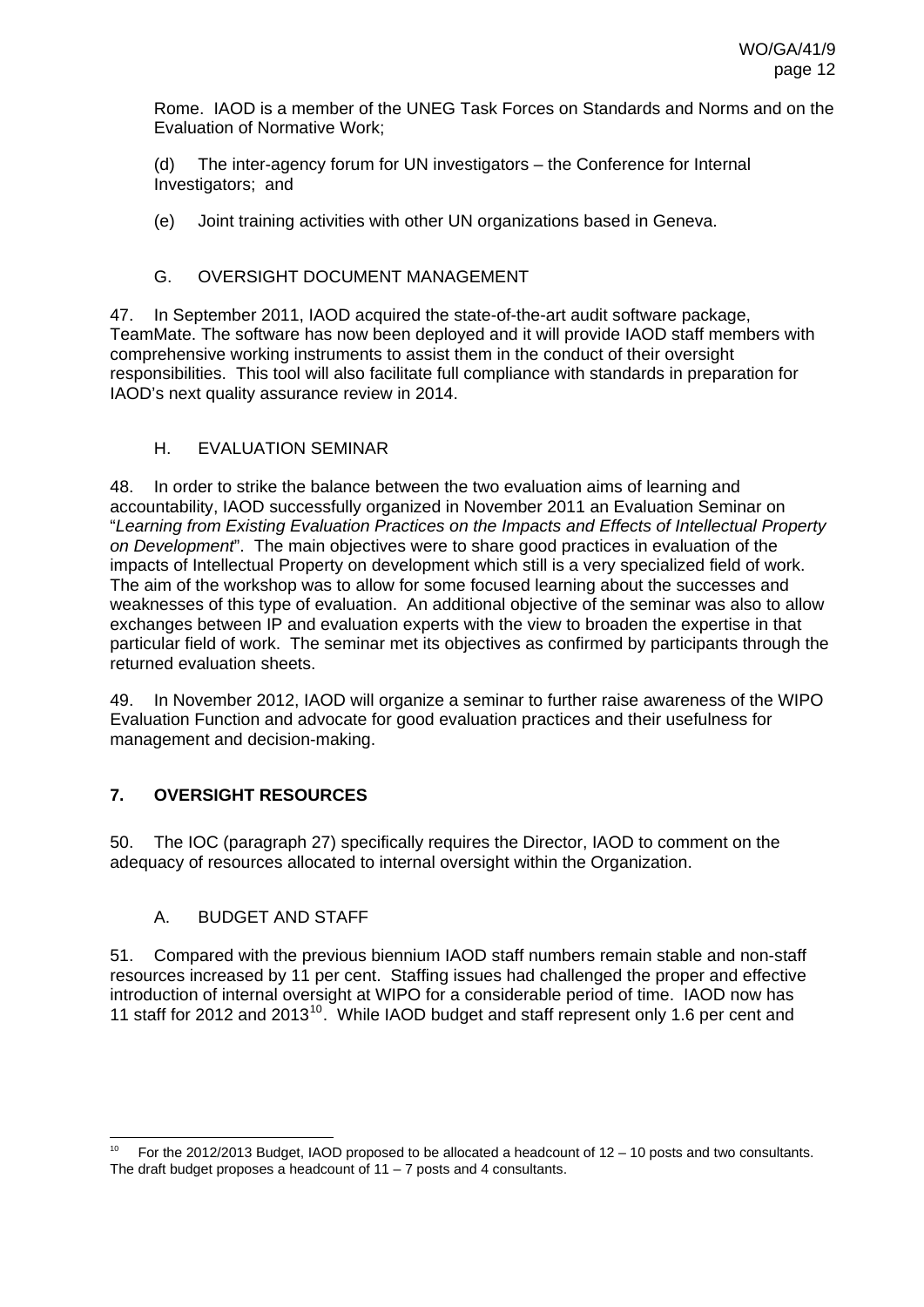Rome. IAOD is a member of the UNEG Task Forces on Standards and Norms and on the Evaluation of Normative Work;

(d) The inter-agency forum for UN investigators – the Conference for Internal Investigators; and

(e) Joint training activities with other UN organizations based in Geneva.

### G. OVERSIGHT DOCUMENT MANAGEMENT

47. In September 2011, IAOD acquired the state-of-the-art audit software package, TeamMate. The software has now been deployed and it will provide IAOD staff members with comprehensive working instruments to assist them in the conduct of their oversight responsibilities. This tool will also facilitate full compliance with standards in preparation for IAOD's next quality assurance review in 2014.

### H. EVALUATION SEMINAR

48. In order to strike the balance between the two evaluation aims of learning and accountability, IAOD successfully organized in November 2011 an Evaluation Seminar on "*Learning from Existing Evaluation Practices on the Impacts and Effects of Intellectual Property on Development*". The main objectives were to share good practices in evaluation of the impacts of Intellectual Property on development which still is a very specialized field of work. The aim of the workshop was to allow for some focused learning about the successes and weaknesses of this type of evaluation. An additional objective of the seminar was also to allow exchanges between IP and evaluation experts with the view to broaden the expertise in that particular field of work. The seminar met its objectives as confirmed by participants through the returned evaluation sheets.

49. In November 2012, IAOD will organize a seminar to further raise awareness of the WIPO Evaluation Function and advocate for good evaluation practices and their usefulness for management and decision-making.

## 7. OVERSIGHT RESOURCES

50. The IOC (paragraph 27) specifically requires the Director, IAOD to comment on the adequacy of resources allocated to internal oversight within the Organization.

### A. BUDGET AND STAFF

51. Compared with the previous biennium IAOD staff numbers remain stable and non-staff resources increased by 11 per cent. Staffing issues had challenged the proper and effective introduction of internal oversight at WIPO for a considerable period of time. IAOD now has 11 staff for 2012 and 2013[10]. While IAOD budget and staff represent only 1.6 per cent and

[10] For the 2012/2013 Budget, IAOD proposed to be allocated a headcount of 12 – 10 posts and two consultants. The draft budget proposes a headcount of 11 – 7 posts and 4 consultants.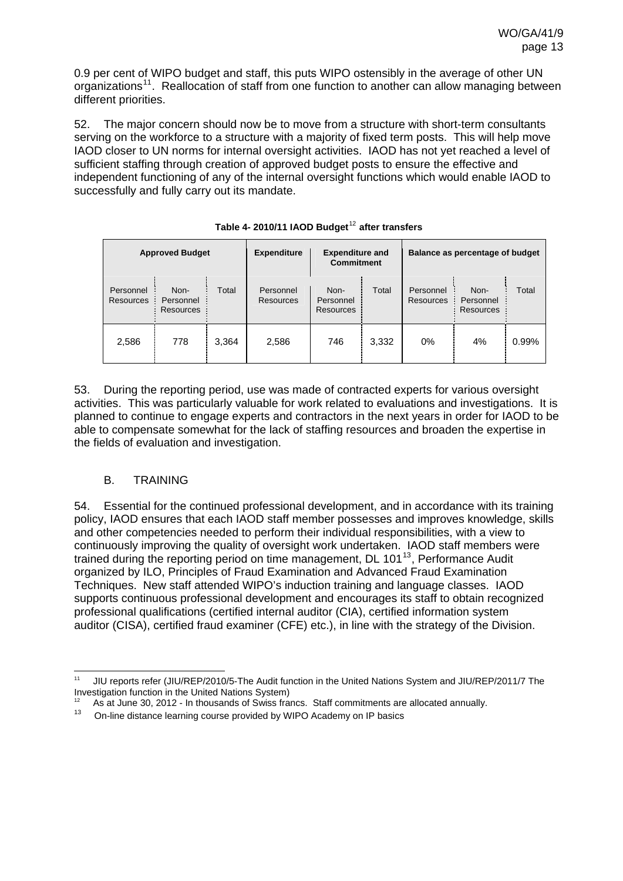0.9 per cent of WIPO budget and staff, this puts WIPO ostensibly in the average of other UN organizations[11]. Reallocation of staff from one function to another can allow managing between different priorities.

52. The major concern should now be to move from a structure with short-term consultants serving on the workforce to a structure with a majority of fixed term posts. This will help move IAOD closer to UN norms for internal oversight activities. IAOD has not yet reached a level of sufficient staffing through creation of approved budget posts to ensure the effective and independent functioning of any of the internal oversight functions which would enable IAOD to successfully and fully carry out its mandate.

**Table 4- 2010/11 IAOD Budget[12] after transfers**

| Approved Budget | | | Expenditure | Expenditure and Commitment | | Balance as percentage of budget | | |
|---|---|---|---|---|---|---|---|---|
| Personnel Resources | Non-Personnel Resources | Total | Personnel Resources | Non-Personnel Resources | Total | Personnel Resources | Non-Personnel Resources | Total |
| 2,586 | 778 | 3,364 | 2,586 | 746 | 3,332 | 0% | 4% | 0.99% |

53. During the reporting period, use was made of contracted experts for various oversight activities. This was particularly valuable for work related to evaluations and investigations. It is planned to continue to engage experts and contractors in the next years in order for IAOD to be able to compensate somewhat for the lack of staffing resources and broaden the expertise in the fields of evaluation and investigation.

## B. TRAINING

54. Essential for the continued professional development, and in accordance with its training policy, IAOD ensures that each IAOD staff member possesses and improves knowledge, skills and other competencies needed to perform their individual responsibilities, with a view to continuously improving the quality of oversight work undertaken. IAOD staff members were trained during the reporting period on time management, DL 101[13], Performance Audit organized by ILO, Principles of Fraud Examination and Advanced Fraud Examination Techniques. New staff attended WIPO's induction training and language classes. IAOD supports continuous professional development and encourages its staff to obtain recognized professional qualifications (certified internal auditor (CIA), certified information system auditor (CISA), certified fraud examiner (CFE) etc.), in line with the strategy of the Division.

---

[11] JIU reports refer (JIU/REP/2010/5-The Audit function in the United Nations System and JIU/REP/2011/7 The Investigation function in the United Nations System)

[12] As at June 30, 2012 - In thousands of Swiss francs. Staff commitments are allocated annually.

[13] On-line distance learning course provided by WIPO Academy on IP basics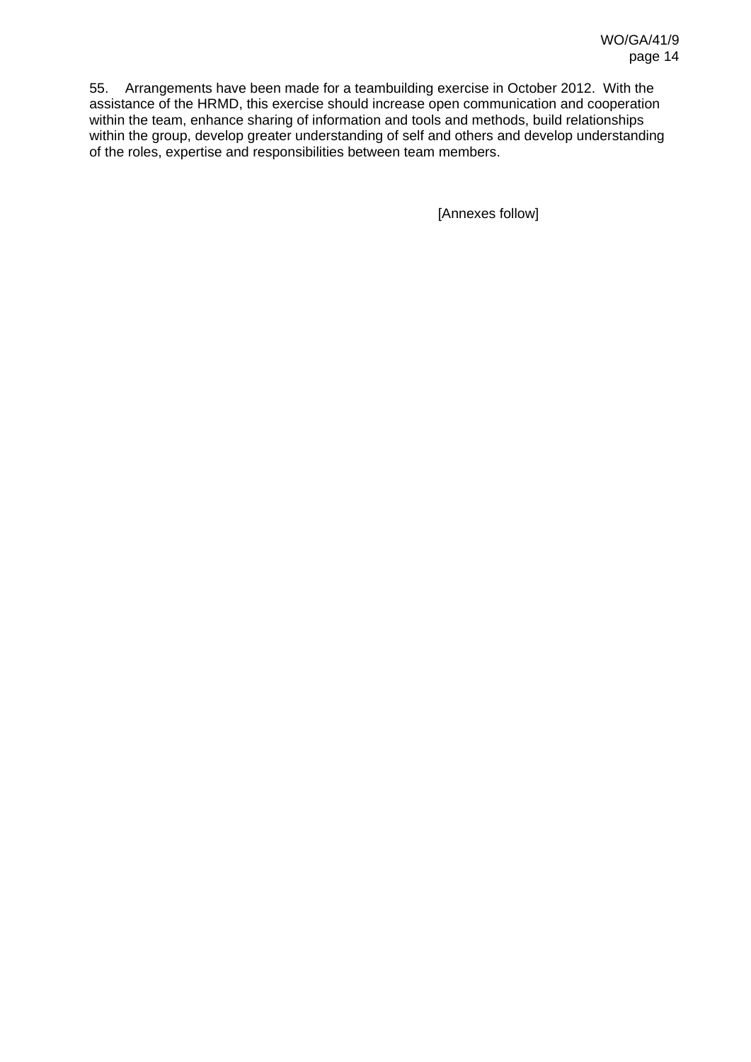55. Arrangements have been made for a teambuilding exercise in October 2012. With the assistance of the HRMD, this exercise should increase open communication and cooperation within the team, enhance sharing of information and tools and methods, build relationships within the group, develop greater understanding of self and others and develop understanding of the roles, expertise and responsibilities between team members.

[Annexes follow]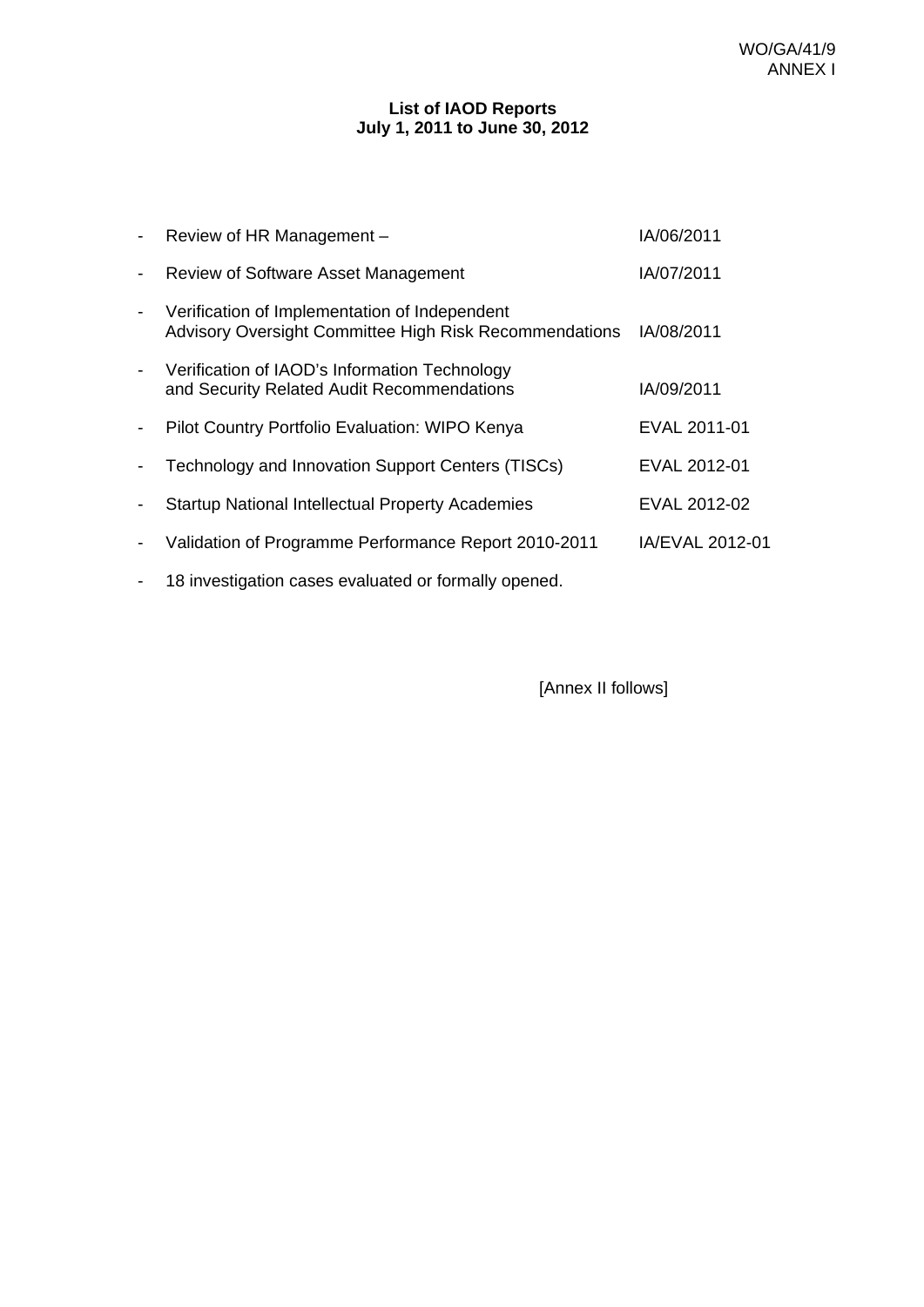**List of IAOD Reports**
**July 1, 2011 to June 30, 2012**

| | | |
|---|---|---|
| - | Review of HR Management – | IA/06/2011 |
| - | Review of Software Asset Management | IA/07/2011 |
| - | Verification of Implementation of Independent Advisory Oversight Committee High Risk Recommendations | IA/08/2011 |
| - | Verification of IAOD's Information Technology and Security Related Audit Recommendations | IA/09/2011 |
| - | Pilot Country Portfolio Evaluation: WIPO Kenya | EVAL 2011-01 |
| - | Technology and Innovation Support Centers (TISCs) | EVAL 2012-01 |
| - | Startup National Intellectual Property Academies | EVAL 2012-02 |
| - | Validation of Programme Performance Report 2010-2011 | IA/EVAL 2012-01 |
| - | 18 investigation cases evaluated or formally opened. | |

[Annex II follows]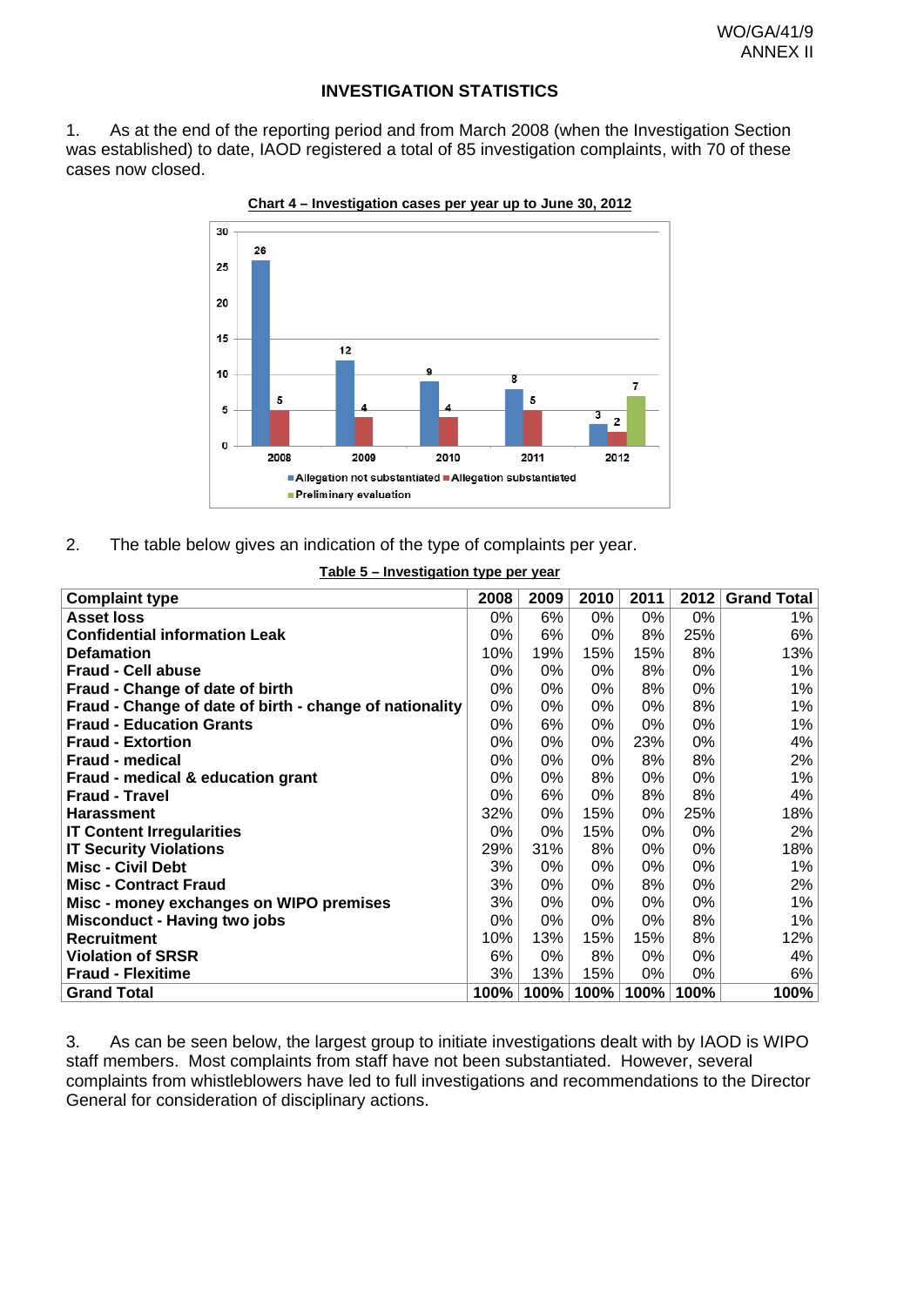# INVESTIGATION STATISTICS

1. As at the end of the reporting period and from March 2008 (when the Investigation Section was established) to date, IAOD registered a total of 85 investigation complaints, with 70 of these cases now closed.

**Chart 4 – Investigation cases per year up to June 30, 2012**

2. The table below gives an indication of the type of complaints per year.

**Table 5 – Investigation type per year**

| Complaint type | 2008 | 2009 | 2010 | 2011 | 2012 | Grand Total |
|---|---|---|---|---|---|---|
| **Asset loss** | 0% | 6% | 0% | 0% | 0% | 1% |
| **Confidential information Leak** | 0% | 6% | 0% | 8% | 25% | 6% |
| **Defamation** | 10% | 19% | 15% | 15% | 8% | 13% |
| **Fraud - Cell abuse** | 0% | 0% | 0% | 8% | 0% | 1% |
| **Fraud - Change of date of birth** | 0% | 0% | 0% | 8% | 0% | 1% |
| **Fraud - Change of date of birth - change of nationality** | 0% | 0% | 0% | 0% | 8% | 1% |
| **Fraud - Education Grants** | 0% | 6% | 0% | 0% | 0% | 1% |
| **Fraud - Extortion** | 0% | 0% | 0% | 23% | 0% | 4% |
| **Fraud - medical** | 0% | 0% | 0% | 8% | 8% | 2% |
| **Fraud - medical & education grant** | 0% | 0% | 8% | 0% | 0% | 1% |
| **Fraud - Travel** | 0% | 6% | 0% | 8% | 8% | 4% |
| **Harassment** | 32% | 0% | 15% | 0% | 25% | 18% |
| **IT Content Irregularities** | 0% | 0% | 15% | 0% | 0% | 2% |
| **IT Security Violations** | 29% | 31% | 8% | 0% | 0% | 18% |
| **Misc - Civil Debt** | 3% | 0% | 0% | 0% | 0% | 1% |
| **Misc - Contract Fraud** | 3% | 0% | 0% | 8% | 0% | 2% |
| **Misc - money exchanges on WIPO premises** | 3% | 0% | 0% | 0% | 0% | 1% |
| **Misconduct - Having two jobs** | 0% | 0% | 0% | 0% | 8% | 1% |
| **Recruitment** | 10% | 13% | 15% | 15% | 8% | 12% |
| **Violation of SRSR** | 6% | 0% | 8% | 0% | 0% | 4% |
| **Fraud - Flexitime** | 3% | 13% | 15% | 0% | 0% | 6% |
| **Grand Total** | **100%** | **100%** | **100%** | **100%** | **100%** | **100%** |

3. As can be seen below, the largest group to initiate investigations dealt with by IAOD is WIPO staff members. Most complaints from staff have not been substantiated. However, several complaints from whistleblowers have led to full investigations and recommendations to the Director General for consideration of disciplinary actions.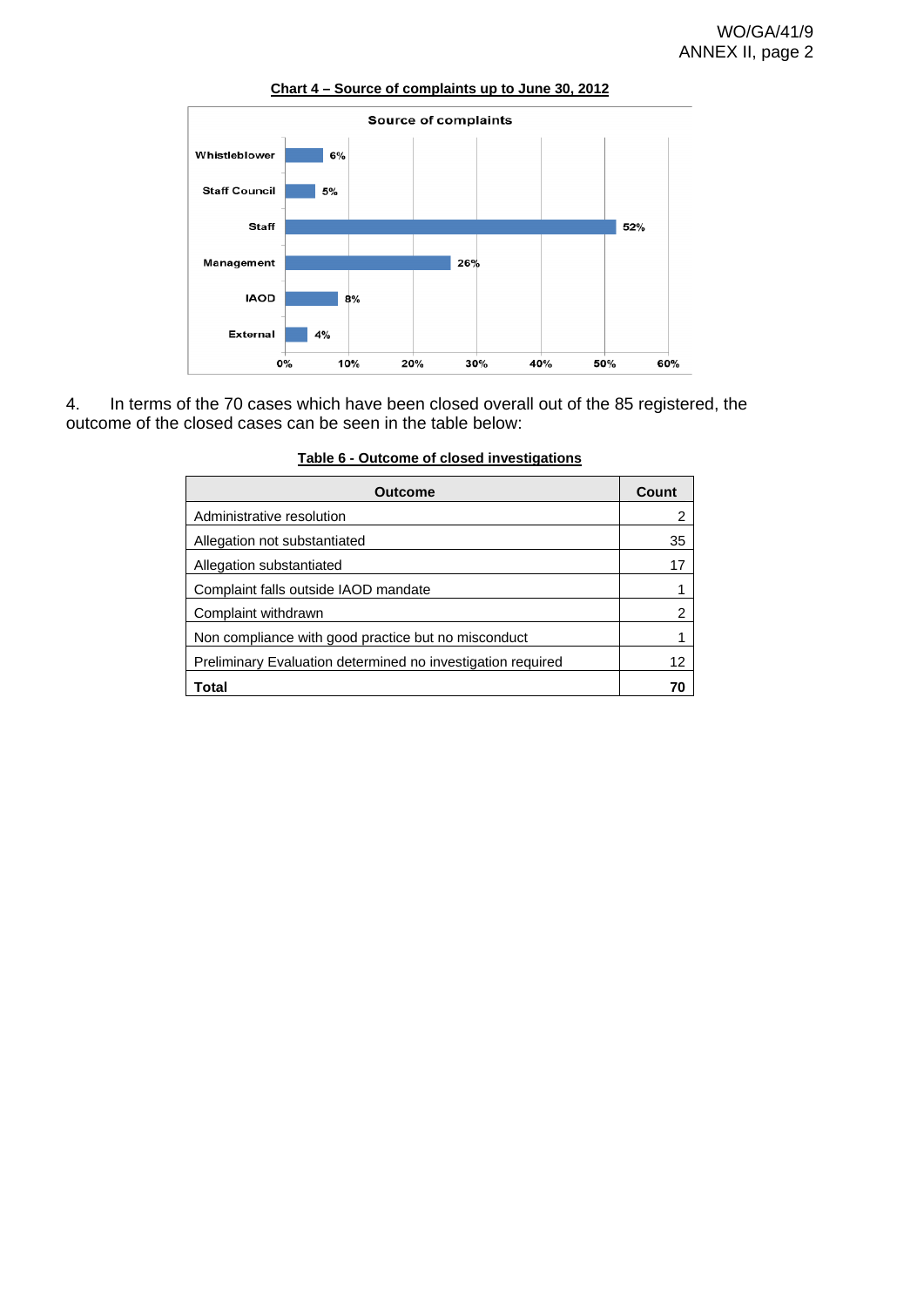**Chart 4 – Source of complaints up to June 30, 2012**

Source of complaints

| Source | Percentage |
|---|---|
| Whistleblower | 6% |
| Staff Council | 5% |
| Staff | 52% |
| Management | 26% |
| IAOD | 8% |
| External | 4% |

4. In terms of the 70 cases which have been closed overall out of the 85 registered, the outcome of the closed cases can be seen in the table below:

**Table 6 - Outcome of closed investigations**

| Outcome | Count |
|---|---|
| Administrative resolution | 2 |
| Allegation not substantiated | 35 |
| Allegation substantiated | 17 |
| Complaint falls outside IAOD mandate | 1 |
| Complaint withdrawn | 2 |
| Non compliance with good practice but no misconduct | 1 |
| Preliminary Evaluation determined no investigation required | 12 |
| **Total** | **70** |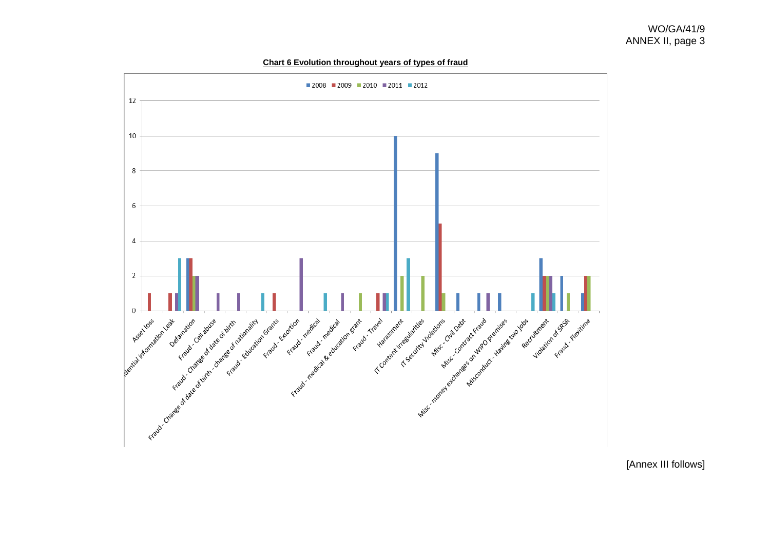**Chart 6 Evolution throughout years of types of fraud**

[Annex III follows]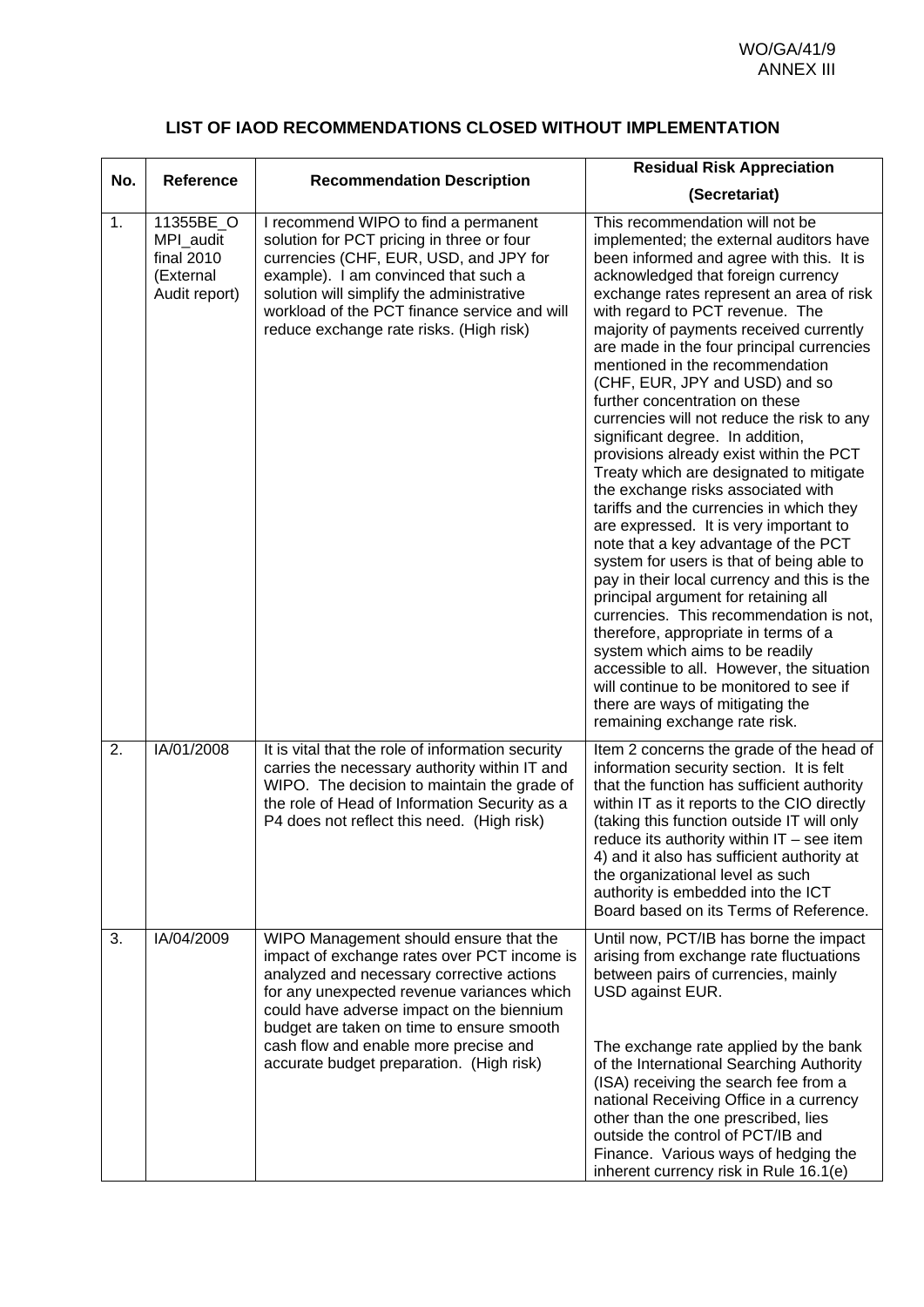WO/GA/41/9
ANNEX III

## LIST OF IAOD RECOMMENDATIONS CLOSED WITHOUT IMPLEMENTATION

| No. | Reference | Recommendation Description | Residual Risk Appreciation (Secretariat) |
|---|---|---|---|
| 1. | 11355BE_OMPI_audit final 2010 (External Audit report) | I recommend WIPO to find a permanent solution for PCT pricing in three or four currencies (CHF, EUR, USD, and JPY for example). I am convinced that such a solution will simplify the administrative workload of the PCT finance service and will reduce exchange rate risks. (High risk) | This recommendation will not be implemented; the external auditors have been informed and agree with this. It is acknowledged that foreign currency exchange rates represent an area of risk with regard to PCT revenue. The majority of payments received currently are made in the four principal currencies mentioned in the recommendation (CHF, EUR, JPY and USD) and so further concentration on these currencies will not reduce the risk to any significant degree. In addition, provisions already exist within the PCT Treaty which are designated to mitigate the exchange risks associated with tariffs and the currencies in which they are expressed. It is very important to note that a key advantage of the PCT system for users is that of being able to pay in their local currency and this is the principal argument for retaining all currencies. This recommendation is not, therefore, appropriate in terms of a system which aims to be readily accessible to all. However, the situation will continue to be monitored to see if there are ways of mitigating the remaining exchange rate risk. |
| 2. | IA/01/2008 | It is vital that the role of information security carries the necessary authority within IT and WIPO. The decision to maintain the grade of the role of Head of Information Security as a P4 does not reflect this need. (High risk) | Item 2 concerns the grade of the head of information security section. It is felt that the function has sufficient authority within IT as it reports to the CIO directly (taking this function outside IT will only reduce its authority within IT – see item 4) and it also has sufficient authority at the organizational level as such authority is embedded into the ICT Board based on its Terms of Reference. |
| 3. | IA/04/2009 | WIPO Management should ensure that the impact of exchange rates over PCT income is analyzed and necessary corrective actions for any unexpected revenue variances which could have adverse impact on the biennium budget are taken on time to ensure smooth cash flow and enable more precise and accurate budget preparation. (High risk) | Until now, PCT/IB has borne the impact arising from exchange rate fluctuations between pairs of currencies, mainly USD against EUR.<br><br>The exchange rate applied by the bank of the International Searching Authority (ISA) receiving the search fee from a national Receiving Office in a currency other than the one prescribed, lies outside the control of PCT/IB and Finance. Various ways of hedging the inherent currency risk in Rule 16.1(e) |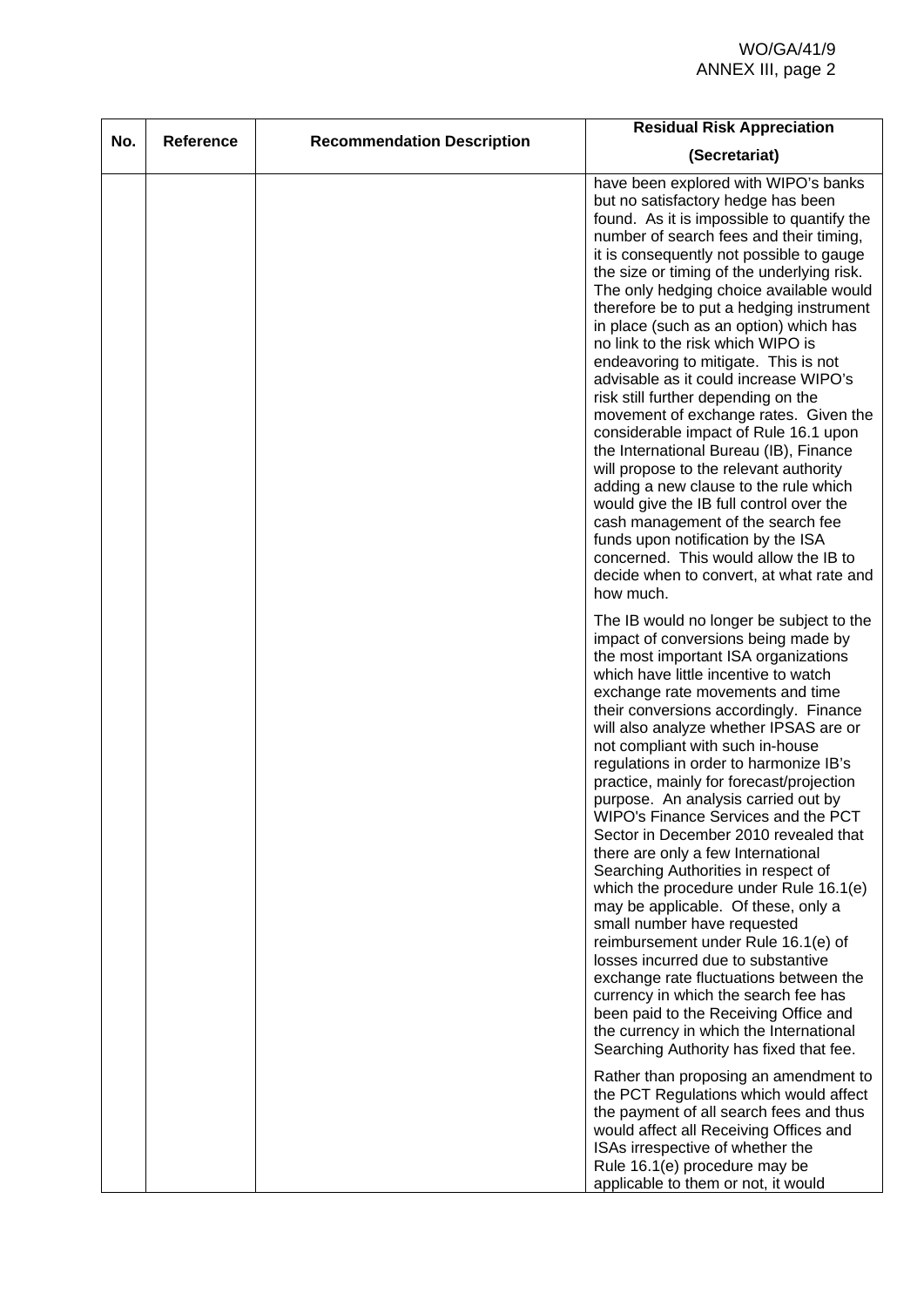| No. | Reference | Recommendation Description | Residual Risk Appreciation (Secretariat) |
|---|---|---|---|
| | | | have been explored with WIPO's banks but no satisfactory hedge has been found. As it is impossible to quantify the number of search fees and their timing, it is consequently not possible to gauge the size or timing of the underlying risk. The only hedging choice available would therefore be to put a hedging instrument in place (such as an option) which has no link to the risk which WIPO is endeavoring to mitigate. This is not advisable as it could increase WIPO's risk still further depending on the movement of exchange rates. Given the considerable impact of Rule 16.1 upon the International Bureau (IB), Finance will propose to the relevant authority adding a new clause to the rule which would give the IB full control over the cash management of the search fee funds upon notification by the ISA concerned. This would allow the IB to decide when to convert, at what rate and how much.<br><br>The IB would no longer be subject to the impact of conversions being made by the most important ISA organizations which have little incentive to watch exchange rate movements and time their conversions accordingly. Finance will also analyze whether IPSAS are or not compliant with such in-house regulations in order to harmonize IB's practice, mainly for forecast/projection purpose. An analysis carried out by WIPO's Finance Services and the PCT Sector in December 2010 revealed that there are only a few International Searching Authorities in respect of which the procedure under Rule 16.1(e) may be applicable. Of these, only a small number have requested reimbursement under Rule 16.1(e) of losses incurred due to substantive exchange rate fluctuations between the currency in which the search fee has been paid to the Receiving Office and the currency in which the International Searching Authority has fixed that fee.<br><br>Rather than proposing an amendment to the PCT Regulations which would affect the payment of all search fees and thus would affect all Receiving Offices and ISAs irrespective of whether the Rule 16.1(e) procedure may be applicable to them or not, it would |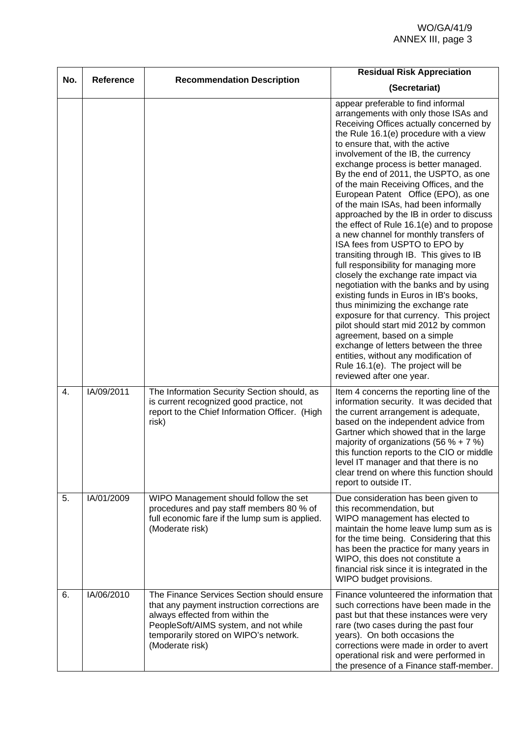| No. | Reference | Recommendation Description | Residual Risk Appreciation (Secretariat) |
|---|---|---|---|
| | | | appear preferable to find informal arrangements with only those ISAs and Receiving Offices actually concerned by the Rule 16.1(e) procedure with a view to ensure that, with the active involvement of the IB, the currency exchange process is better managed. By the end of 2011, the USPTO, as one of the main Receiving Offices, and the European Patent Office (EPO), as one of the main ISAs, had been informally approached by the IB in order to discuss the effect of Rule 16.1(e) and to propose a new channel for monthly transfers of ISA fees from USPTO to EPO by transiting through IB. This gives to IB full responsibility for managing more closely the exchange rate impact via negotiation with the banks and by using existing funds in Euros in IB's books, thus minimizing the exchange rate exposure for that currency. This project pilot should start mid 2012 by common agreement, based on a simple exchange of letters between the three entities, without any modification of Rule 16.1(e). The project will be reviewed after one year. |
| 4. | IA/09/2011 | The Information Security Section should, as is current recognized good practice, not report to the Chief Information Officer. (High risk) | Item 4 concerns the reporting line of the information security. It was decided that the current arrangement is adequate, based on the independent advice from Gartner which showed that in the large majority of organizations (56 % + 7 %) this function reports to the CIO or middle level IT manager and that there is no clear trend on where this function should report to outside IT. |
| 5. | IA/01/2009 | WIPO Management should follow the set procedures and pay staff members 80 % of full economic fare if the lump sum is applied. (Moderate risk) | Due consideration has been given to this recommendation, but WIPO management has elected to maintain the home leave lump sum as is for the time being. Considering that this has been the practice for many years in WIPO, this does not constitute a financial risk since it is integrated in the WIPO budget provisions. |
| 6. | IA/06/2010 | The Finance Services Section should ensure that any payment instruction corrections are always effected from within the PeopleSoft/AIMS system, and not while temporarily stored on WIPO's network. (Moderate risk) | Finance volunteered the information that such corrections have been made in the past but that these instances were very rare (two cases during the past four years). On both occasions the corrections were made in order to avert operational risk and were performed in the presence of a Finance staff-member. |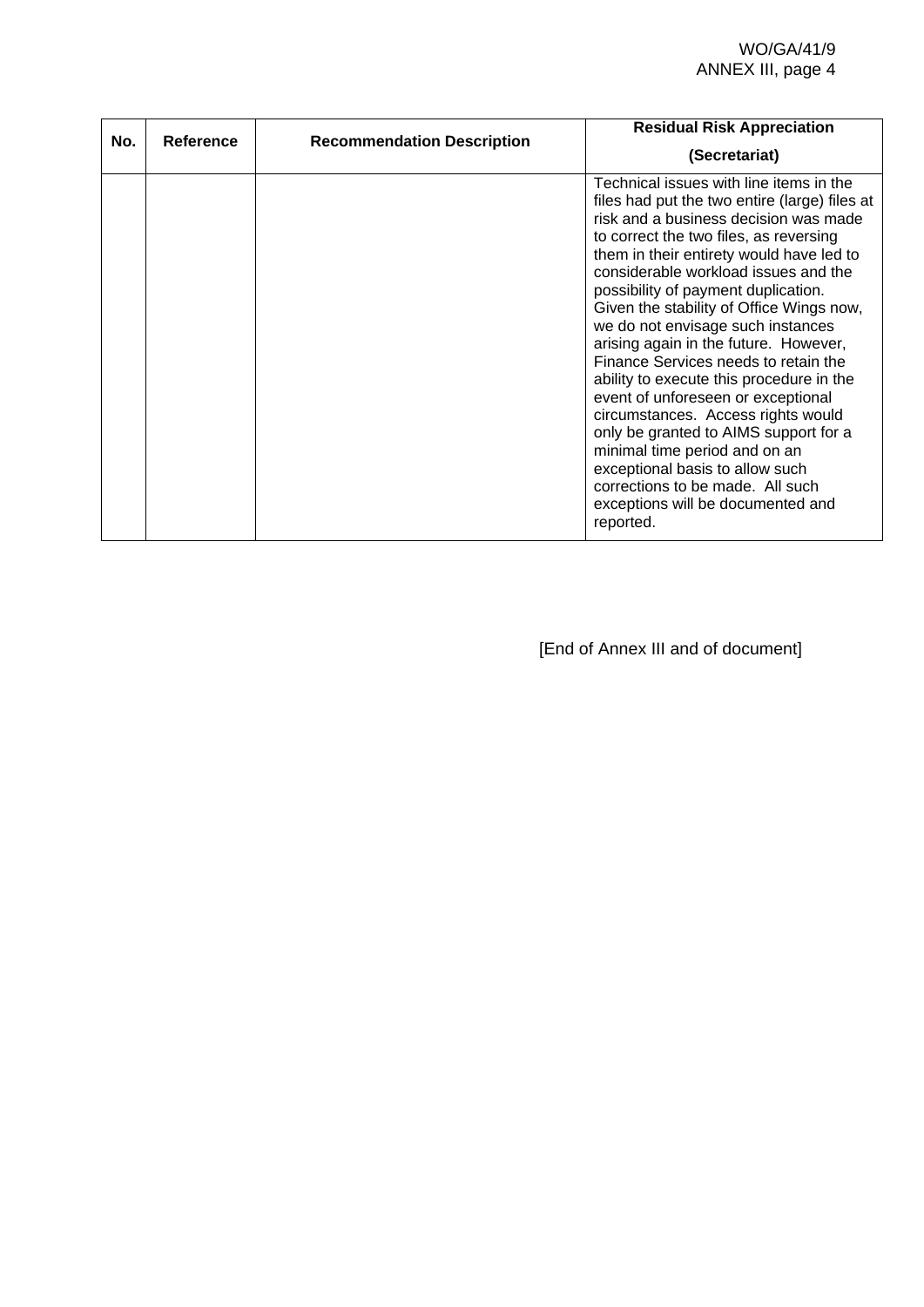| No. | Reference | Recommendation Description | Residual Risk Appreciation (Secretariat) |
| --- | --- | --- | --- |
| | | | Technical issues with line items in the files had put the two entire (large) files at risk and a business decision was made to correct the two files, as reversing them in their entirety would have led to considerable workload issues and the possibility of payment duplication. Given the stability of Office Wings now, we do not envisage such instances arising again in the future. However, Finance Services needs to retain the ability to execute this procedure in the event of unforeseen or exceptional circumstances. Access rights would only be granted to AIMS support for a minimal time period and on an exceptional basis to allow such corrections to be made. All such exceptions will be documented and reported. |

[End of Annex III and of document]